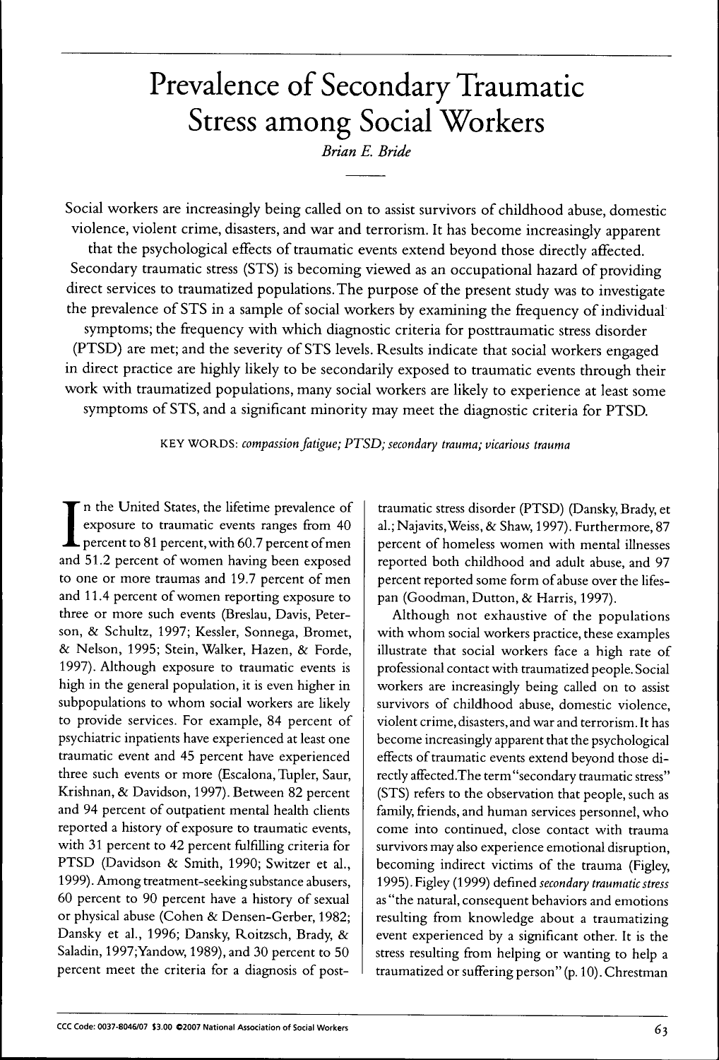# Prevalence of Secondary Traumatic Stress among Social Workers

*Brian E. Bride*

Social workers are increasingly being called on to assist survivors of childhood abuse, domestic violence, violent crime, disasters, and war and terrorism. It has become increasingly apparent that the psychological effects of traumatic events extend beyond those directly affected. Secondary traumatic stress (STS) is becoming viewed as an occupational hazard of providing direct services to traumatized populations. The purpose of the present study was to investigate the prevalence of STS in a sample of social workers by examining the frequency of individual symptoms; the frequency with which diagnostic criteria for posttraumatic stress disorder (PTSD) are met; and the severity of STS levels. Results indicate that social workers engaged in direct practice are highly likely to be secondarily exposed to traumatic events through their work with traumatized populations, many social workers are likely to experience at least some symptoms of STS, and a significant minority may meet the diagnostic criteria for PTSD.

KEY WORDS: *compassion fatigue; PTSD; secondary trauma; vicarious trauma*

In the United States, the lifetime prevalence of exposure to traumatic events ranges from 40 percent to 81 percent, with 60.7 percent of men and 51.2 percent of women having been exposed to one or more traumas and 19.7 percent of men and 11.4 percent of women reporting exposure to three or more such events (Breslau, Davis, Peterson, & Schultz, 1997; Kessler, Sonnega, Bromet, & Nelson, 1995; Stein, Walker, Hazen, & Forde, 1997). Although exposure to traumatic events is high in the general population, it is even higher in subpopulations to whom social workers are likely to provide services. For example, 84 percent of psychiatric inpatients have experienced at least one traumatic event and 45 percent have experienced three such events or more (Escalona, Tupler, Saur, Krishnan, & Davidson, 1997). Between 82 percent and 94 percent of outpatient mental health clients reported a history of exposure to traumatic events, with 31 percent to 42 percent fulfilling criteria for PTSD (Davidson & Smith, 1990; Switzer et al., 1999). Among treatment-seeking substance abusers, 60 percent to 90 percent have a history of sexual or physical abuse (Cohen & Densen-Gerber, 1982; Dansky et al., 1996; Dansky, Roitzsch, Brady, & Saladin, 1997; Yandow, 1989), and 30 percent to 50 percent meet the criteria for a diagnosis of posttraumatic stress disorder (PTSD) (Dansky, Brady, et al.; Najavits, Weiss, & Shaw, 1997). Furthermore, 87 percent of homeless women with mental illnesses reported both childhood and adult abuse, and 97 percent reported some form of abuse over the lifespan (Goodman, Dutton, & Harris, 1997).

Although not exhaustive of the populations with whom social workers practice, these examples illustrate that social workers face a high rate of professional contact with traumatized people. Social workers are increasingly being called on to assist survivors of childhood abuse, domestic violence, violent crime, disasters, and war and terrorism. It has become increasingly apparent that the psychological effects of traumatic events extend beyond those directly affected. The term "secondary traumatic stress" (STS) refers to the observation that people, such as family, friends, and human services personnel, who come into continued, close contact with trauma survivors may also experience emotional disruption, becoming indirect victims of the trauma (Figley, 1995). Figley (1999) defined *secondary traumatic stress* as "the natural, consequent behaviors and emotions resulting from knowledge about a traumatizing event experienced by a significant other. It is the stress resulting from helping or wanting to help a traumatized or suffering person" (p. 10). Chrestman

CCC Code: 0037-8046/07 $3.00 ©2007 National Association of Social Workers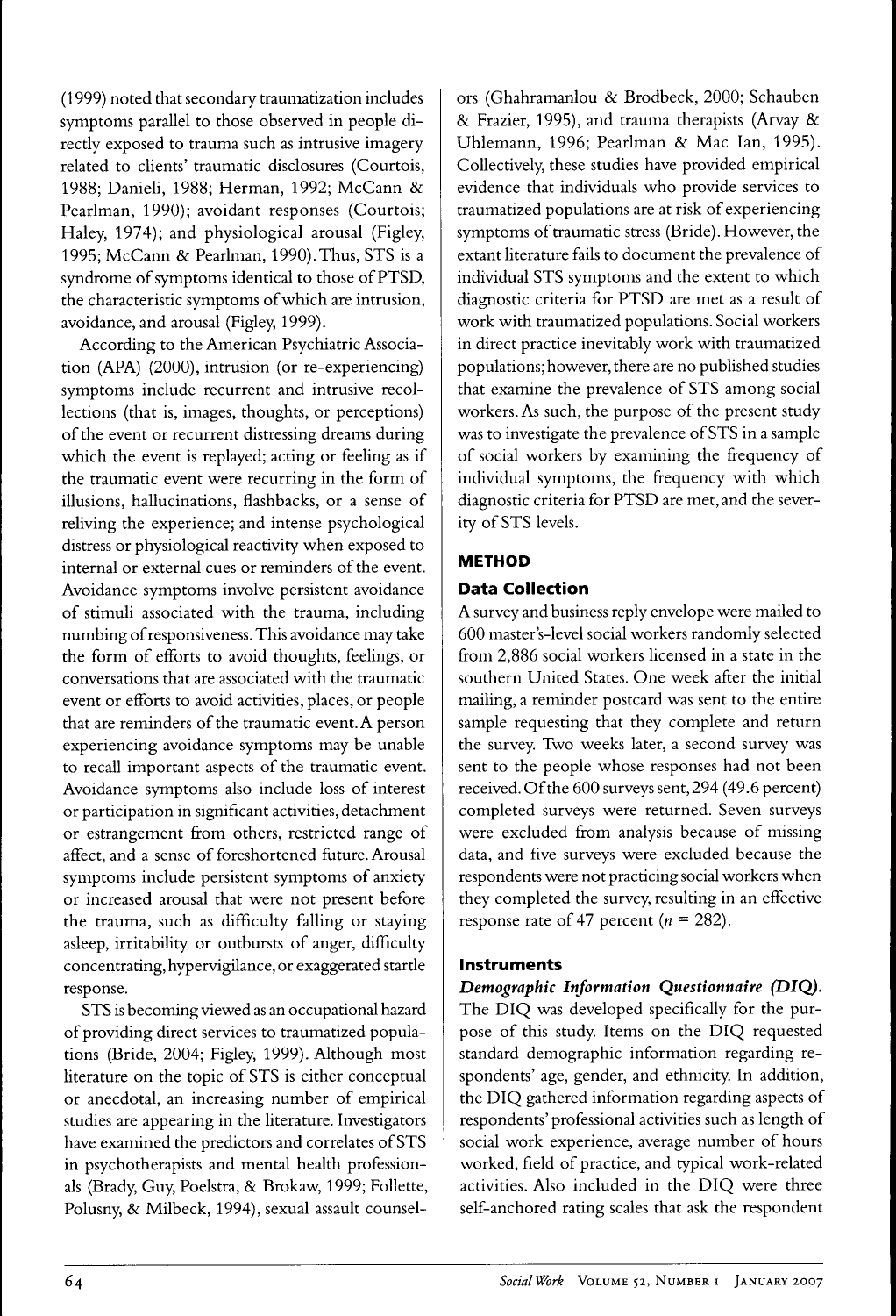(1999) noted that secondary traumatization includes symptoms parallel to those observed in people directly exposed to trauma such as intrusive imagery related to clients' traumatic disclosures (Courtois, 1988; Danieli, 1988; Herman, 1992; McCann & Pearlman, 1990); avoidant responses (Courtois; Haley, 1974); and physiological arousal (Figley, 1995; McCann & Pearlman, 1990). Thus, STS is a syndrome of symptoms identical to those of PTSD, the characteristic symptoms of which are intrusion, avoidance, and arousal (Figley, 1999).

According to the American Psychiatric Association (APA) (2000), intrusion (or re-experiencing) symptoms include recurrent and intrusive recollections (that is, images, thoughts, or perceptions) of the event or recurrent distressing dreams during which the event is replayed; acting or feeling as if the traumatic event were recurring in the form of illusions, hallucinations, flashbacks, or a sense of reliving the experience; and intense psychological distress or physiological reactivity when exposed to internal or external cues or reminders of the event. Avoidance symptoms involve persistent avoidance of stimuli associated with the trauma, including numbing of responsiveness. This avoidance may take the form of efforts to avoid thoughts, feelings, or conversations that are associated with the traumatic event or efforts to avoid activities, places, or people that are reminders of the traumatic event. A person experiencing avoidance symptoms may be unable to recall important aspects of the traumatic event. Avoidance symptoms also include loss of interest or participation in significant activities, detachment or estrangement from others, restricted range of affect, and a sense of foreshortened future. Arousal symptoms include persistent symptoms of anxiety or increased arousal that were not present before the trauma, such as difficulty falling or staying asleep, irritability or outbursts of anger, difficulty concentrating, hypervigilance, or exaggerated startle response.

STS is becoming viewed as an occupational hazard of providing direct services to traumatized populations (Bride, 2004; Figley, 1999). Although most literature on the topic of STS is either conceptual or anecdotal, an increasing number of empirical studies are appearing in the literature. Investigators have examined the predictors and correlates of STS in psychotherapists and mental health professionals (Brady, Guy, Poelstra, & Brokaw, 1999; Follette, Polusny, & Milbeck, 1994), sexual assault counselors (Ghahramanlou & Brodbeck, 2000; Schauben & Frazier, 1995), and trauma therapists (Arvay & Uhlemann, 1996; Pearlman & Mac Ian, 1995). Collectively, these studies have provided empirical evidence that individuals who provide services to traumatized populations are at risk of experiencing symptoms of traumatic stress (Bride). However, the extant literature fails to document the prevalence of individual STS symptoms and the extent to which diagnostic criteria for PTSD are met as a result of work with traumatized populations. Social workers in direct practice inevitably work with traumatized populations; however, there are no published studies that examine the prevalence of STS among social workers. As such, the purpose of the present study was to investigate the prevalence of STS in a sample of social workers by examining the frequency of individual symptoms, the frequency with which diagnostic criteria for PTSD are met, and the severity of STS levels.

## METHOD

### Data Collection

A survey and business reply envelope were mailed to 600 master's-level social workers randomly selected from 2,886 social workers licensed in a state in the southern United States. One week after the initial mailing, a reminder postcard was sent to the entire sample requesting that they complete and return the survey. Two weeks later, a second survey was sent to the people whose responses had not been received. Of the 600 surveys sent, 294 (49.6 percent) completed surveys were returned. Seven surveys were excluded from analysis because of missing data, and five surveys were excluded because the respondents were not practicing social workers when they completed the survey, resulting in an effective response rate of 47 percent ($n$ = 282).

### Instruments

***Demographic Information Questionnaire (DIQ).*** The DIQ was developed specifically for the purpose of this study. Items on the DIQ requested standard demographic information regarding respondents' age, gender, and ethnicity. In addition, the DIQ gathered information regarding aspects of respondents' professional activities such as length of social work experience, average number of hours worked, field of practice, and typical work-related activities. Also included in the DIQ were three self-anchored rating scales that ask the respondent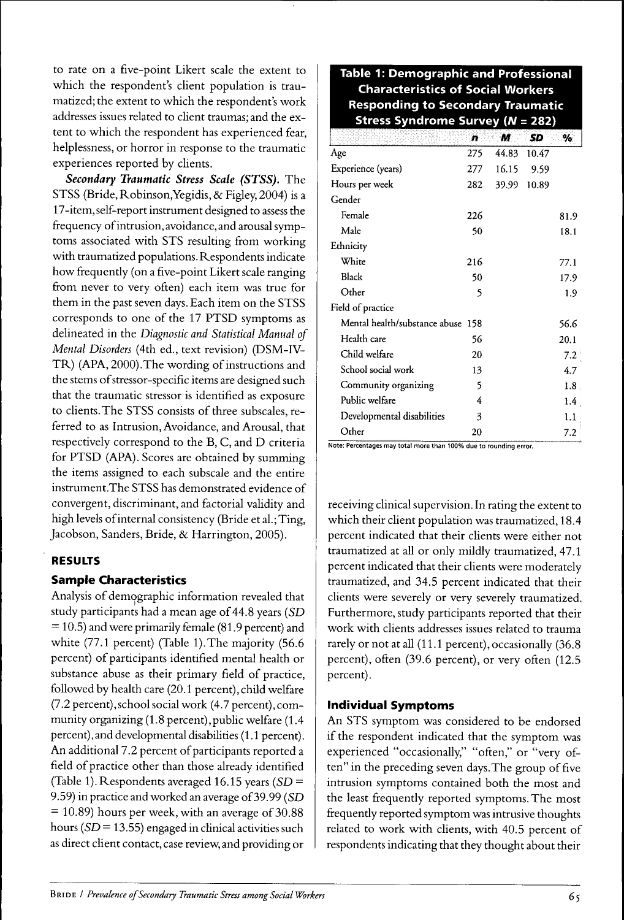to rate on a five-point Likert scale the extent to which the respondent's client population is traumatized; the extent to which the respondent's work addresses issues related to client traumas; and the extent to which the respondent has experienced fear, helplessness, or horror in response to the traumatic experiences reported by clients.

***Secondary Traumatic Stress Scale (STSS).*** The STSS (Bride, Robinson, Yegidis, & Figley, 2004) is a 17-item, self-report instrument designed to assess the frequency of intrusion, avoidance, and arousal symptoms associated with STS resulting from working with traumatized populations. Respondents indicate how frequently (on a five-point Likert scale ranging from never to very often) each item was true for them in the past seven days. Each item on the STSS corresponds to one of the 17 PTSD symptoms as delineated in the *Diagnostic and Statistical Manual of Mental Disorders* (4th ed., text revision) (DSM-IV-TR) (APA, 2000). The wording of instructions and the stems of stressor-specific items are designed such that the traumatic stressor is identified as exposure to clients. The STSS consists of three subscales, referred to as Intrusion, Avoidance, and Arousal, that respectively correspond to the B, C, and D criteria for PTSD (APA). Scores are obtained by summing the items assigned to each subscale and the entire instrument. The STSS has demonstrated evidence of convergent, discriminant, and factorial validity and high levels of internal consistency (Bride et al.; Ting, Jacobson, Sanders, Bride, & Harrington, 2005).

## RESULTS

### Sample Characteristics

Analysis of demographic information revealed that study participants had a mean age of 44.8 years ($SD = 10.5$) and were primarily female (81.9 percent) and white (77.1 percent) (Table 1). The majority (56.6 percent) of participants identified mental health or substance abuse as their primary field of practice, followed by health care (20.1 percent), child welfare (7.2 percent), school social work (4.7 percent), community organizing (1.8 percent), public welfare (1.4 percent), and developmental disabilities (1.1 percent). An additional 7.2 percent of participants reported a field of practice other than those already identified (Table 1). Respondents averaged 16.15 years ($SD = 9.59$) in practice and worked an average of 39.99 ($SD = 10.89$) hours per week, with an average of 30.88 hours ($SD = 13.55$) engaged in clinical activities such as direct client contact, case review, and providing or receiving clinical supervision. In rating the extent to which their client population was traumatized, 18.4 percent indicated that their clients were either not traumatized at all or only mildly traumatized, 47.1 percent indicated that their clients were moderately traumatized, and 34.5 percent indicated that their clients were severely or very severely traumatized. Furthermore, study participants reported that their work with clients addresses issues related to trauma rarely or not at all (11.1 percent), occasionally (36.8 percent), often (39.6 percent), or very often (12.5 percent).

**Table 1: Demographic and Professional Characteristics of Social Workers Responding to Secondary Traumatic Stress Syndrome Survey (*N* = 282)**

| | *n* | *M* | *SD* | % |
|---|---|---|---|---|
| Age | 275 | 44.83 | 10.47 | |
| Experience (years) | 277 | 16.15 | 9.59 | |
| Hours per week | 282 | 39.99 | 10.89 | |
| Gender | | | | |
| Female | 226 | | | 81.9 |
| Male | 50 | | | 18.1 |
| Ethnicity | | | | |
| White | 216 | | | 77.1 |
| Black | 50 | | | 17.9 |
| Other | 5 | | | 1.9 |
| Field of practice | | | | |
| Mental health/substance abuse | 158 | | | 56.6 |
| Health care | 56 | | | 20.1 |
| Child welfare | 20 | | | 7.2 |
| School social work | 13 | | | 4.7 |
| Community organizing | 5 | | | 1.8 |
| Public welfare | 4 | | | 1.4 |
| Developmental disabilities | 3 | | | 1.1 |
| Other | 20 | | | 7.2 |

Note: Percentages may total more than 100% due to rounding error.

### Individual Symptoms

An STS symptom was considered to be endorsed if the respondent indicated that the symptom was experienced "occasionally," "often," or "very often" in the preceding seven days. The group of five intrusion symptoms contained both the most and the least frequently reported symptoms. The most frequently reported symptom was intrusive thoughts related to work with clients, with 40.5 percent of respondents indicating that they thought about their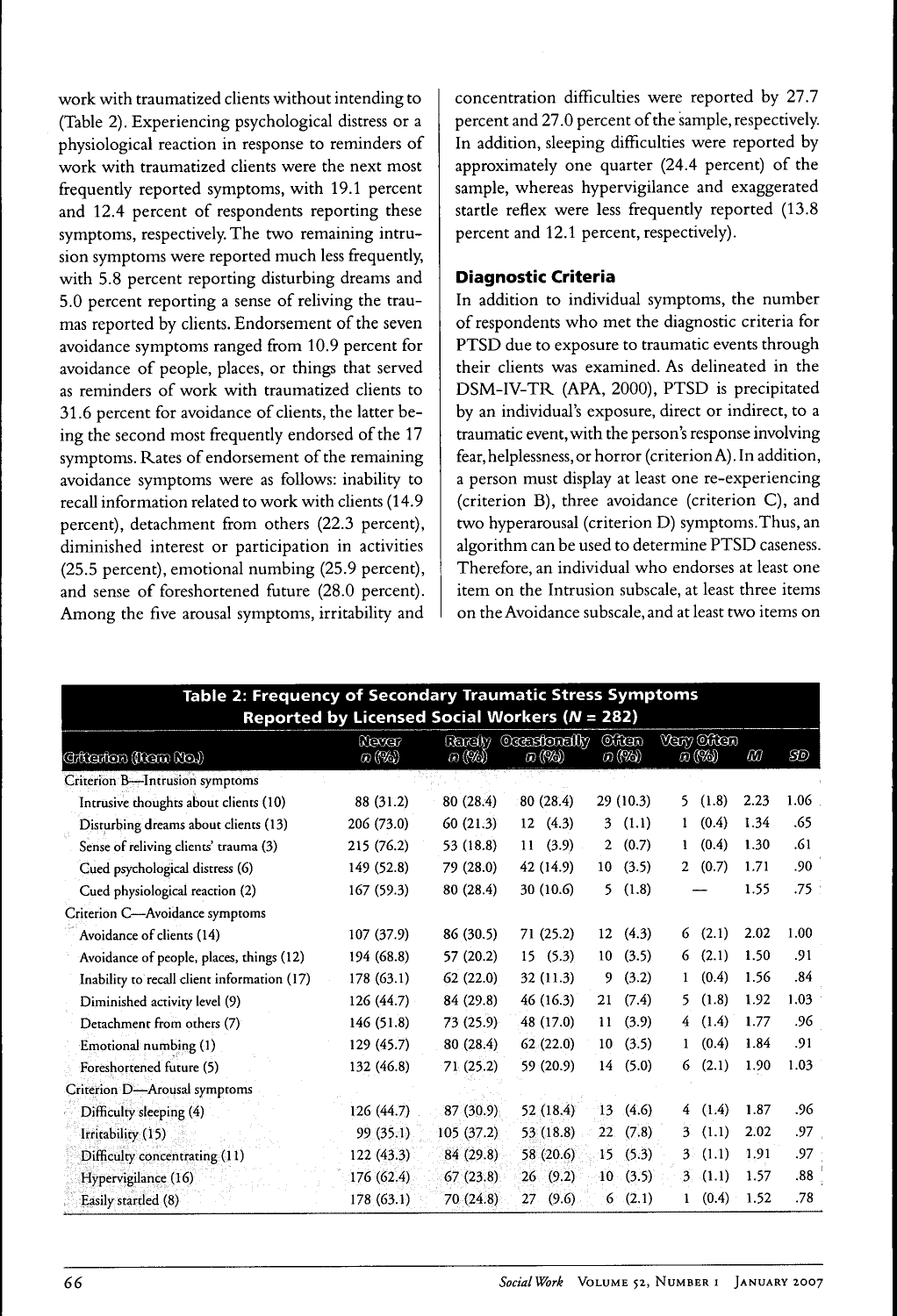work with traumatized clients without intending to (Table 2). Experiencing psychological distress or a physiological reaction in response to reminders of work with traumatized clients were the next most frequently reported symptoms, with 19.1 percent and 12.4 percent of respondents reporting these symptoms, respectively. The two remaining intrusion symptoms were reported much less frequently, with 5.8 percent reporting disturbing dreams and 5.0 percent reporting a sense of reliving the traumas reported by clients. Endorsement of the seven avoidance symptoms ranged from 10.9 percent for avoidance of people, places, or things that served as reminders of work with traumatized clients to 31.6 percent for avoidance of clients, the latter being the second most frequently endorsed of the 17 symptoms. Rates of endorsement of the remaining avoidance symptoms were as follows: inability to recall information related to work with clients (14.9 percent), detachment from others (22.3 percent), diminished interest or participation in activities (25.5 percent), emotional numbing (25.9 percent), and sense of foreshortened future (28.0 percent). Among the five arousal symptoms, irritability and concentration difficulties were reported by 27.7 percent and 27.0 percent of the sample, respectively. In addition, sleeping difficulties were reported by approximately one quarter (24.4 percent) of the sample, whereas hypervigilance and exaggerated startle reflex were less frequently reported (13.8 percent and 12.1 percent, respectively).

### Diagnostic Criteria

In addition to individual symptoms, the number of respondents who met the diagnostic criteria for PTSD due to exposure to traumatic events through their clients was examined. As delineated in the DSM-IV-TR (APA, 2000), PTSD is precipitated by an individual's exposure, direct or indirect, to a traumatic event, with the person's response involving fear, helplessness, or horror (criterion A). In addition, a person must display at least one re-experiencing (criterion B), three avoidance (criterion C), and two hyperarousal (criterion D) symptoms. Thus, an algorithm can be used to determine PTSD caseness. Therefore, an individual who endorses at least one item on the Intrusion subscale, at least three items on the Avoidance subscale, and at least two items on

**Table 2: Frequency of Secondary Traumatic Stress Symptoms Reported by Licensed Social Workers ($N$ = 282)**

| Criterion (Item No.) | Never $n$ (%) | Rarely $n$ (%) | Occasionally $n$ (%) | Often $n$ (%) | Very Often $n$ (%) | $M$ | $SD$ |
|---|---|---|---|---|---|---|---|
| Criterion B—Intrusion symptoms | | | | | | | |
| Intrusive thoughts about clients (10) | 88 (31.2) | 80 (28.4) | 80 (28.4) | 29 (10.3) | 5 (1.8) | 2.23 | 1.06 |
| Disturbing dreams about clients (13) | 206 (73.0) | 60 (21.3) | 12 (4.3) | 3 (1.1) | 1 (0.4) | 1.34 | .65 |
| Sense of reliving clients' trauma (3) | 215 (76.2) | 53 (18.8) | 11 (3.9) | 2 (0.7) | 1 (0.4) | 1.30 | .61 |
| Cued psychological distress (6) | 149 (52.8) | 79 (28.0) | 42 (14.9) | 10 (3.5) | 2 (0.7) | 1.71 | .90 |
| Cued physiological reaction (2) | 167 (59.3) | 80 (28.4) | 30 (10.6) | 5 (1.8) | — | 1.55 | .75 |
| Criterion C—Avoidance symptoms | | | | | | | |
| Avoidance of clients (14) | 107 (37.9) | 86 (30.5) | 71 (25.2) | 12 (4.3) | 6 (2.1) | 2.02 | 1.00 |
| Avoidance of people, places, things (12) | 194 (68.8) | 57 (20.2) | 15 (5.3) | 10 (3.5) | 6 (2.1) | 1.50 | .91 |
| Inability to recall client information (17) | 178 (63.1) | 62 (22.0) | 32 (11.3) | 9 (3.2) | 1 (0.4) | 1.56 | .84 |
| Diminished activity level (9) | 126 (44.7) | 84 (29.8) | 46 (16.3) | 21 (7.4) | 5 (1.8) | 1.92 | 1.03 |
| Detachment from others (7) | 146 (51.8) | 73 (25.9) | 48 (17.0) | 11 (3.9) | 4 (1.4) | 1.77 | .96 |
| Emotional numbing (1) | 129 (45.7) | 80 (28.4) | 62 (22.0) | 10 (3.5) | 1 (0.4) | 1.84 | .91 |
| Foreshortened future (5) | 132 (46.8) | 71 (25.2) | 59 (20.9) | 14 (5.0) | 6 (2.1) | 1.90 | 1.03 |
| Criterion D—Arousal symptoms | | | | | | | |
| Difficulty sleeping (4) | 126 (44.7) | 87 (30.9) | 52 (18.4) | 13 (4.6) | 4 (1.4) | 1.87 | .96 |
| Irritability (15) | 99 (35.1) | 105 (37.2) | 53 (18.8) | 22 (7.8) | 3 (1.1) | 2.02 | .97 |
| Difficulty concentrating (11) | 122 (43.3) | 84 (29.8) | 58 (20.6) | 15 (5.3) | 3 (1.1) | 1.91 | .97 |
| Hypervigilance (16) | 176 (62.4) | 67 (23.8) | 26 (9.2) | 10 (3.5) | 3 (1.1) | 1.57 | .88 |
| Easily startled (8) | 178 (63.1) | 70 (24.8) | 27 (9.6) | 6 (2.1) | 1 (0.4) | 1.52 | .78 |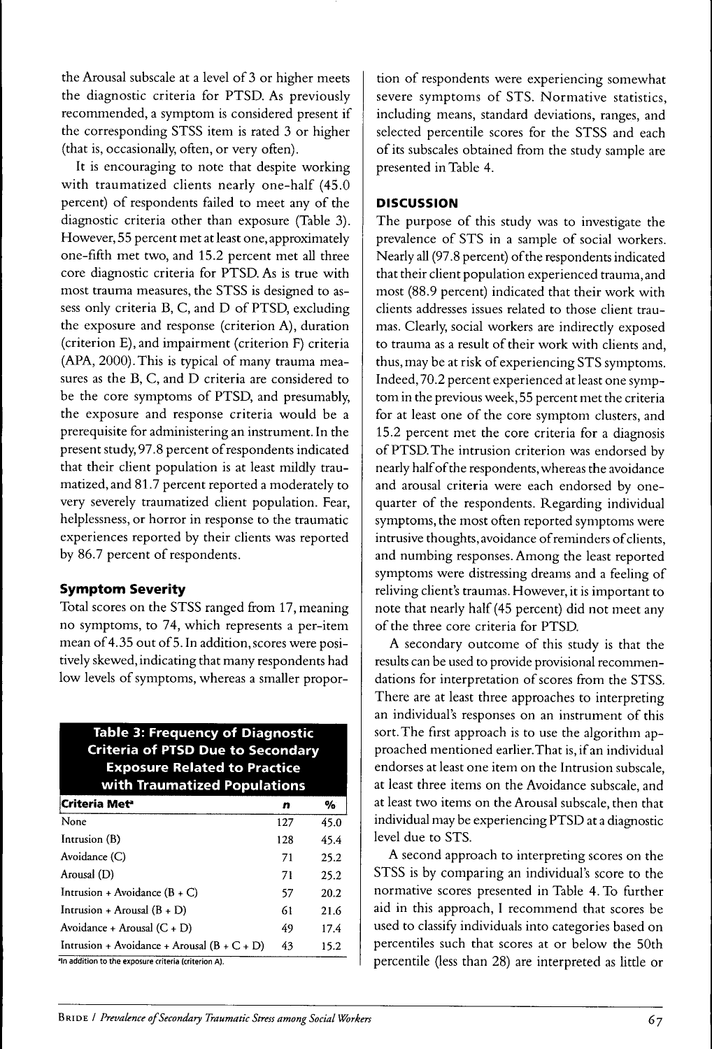the Arousal subscale at a level of 3 or higher meets the diagnostic criteria for PTSD. As previously recommended, a symptom is considered present if the corresponding STSS item is rated 3 or higher (that is, occasionally, often, or very often).

It is encouraging to note that despite working with traumatized clients nearly one-half (45.0 percent) of respondents failed to meet any of the diagnostic criteria other than exposure (Table 3). However, 55 percent met at least one, approximately one-fifth met two, and 15.2 percent met all three core diagnostic criteria for PTSD. As is true with most trauma measures, the STSS is designed to assess only criteria B, C, and D of PTSD, excluding the exposure and response (criterion A), duration (criterion E), and impairment (criterion F) criteria (APA, 2000). This is typical of many trauma measures as the B, C, and D criteria are considered to be the core symptoms of PTSD, and presumably, the exposure and response criteria would be a prerequisite for administering an instrument. In the present study, 97.8 percent of respondents indicated that their client population is at least mildly traumatized, and 81.7 percent reported a moderately to very severely traumatized client population. Fear, helplessness, or horror in response to the traumatic experiences reported by their clients was reported by 86.7 percent of respondents.

### Symptom Severity

Total scores on the STSS ranged from 17, meaning no symptoms, to 74, which represents a per-item mean of 4.35 out of 5. In addition, scores were positively skewed, indicating that many respondents had low levels of symptoms, whereas a smaller proportion of respondents were experiencing somewhat severe symptoms of STS. Normative statistics, including means, standard deviations, ranges, and selected percentile scores for the STSS and each of its subscales obtained from the study sample are presented in Table 4.

**Table 3: Frequency of Diagnostic Criteria of PTSD Due to Secondary Exposure Related to Practice with Traumatized Populations**

| Criteria Met[a] | n | % |
|---|---|---|
| None | 127 | 45.0 |
| Intrusion (B) | 128 | 45.4 |
| Avoidance (C) | 71 | 25.2 |
| Arousal (D) | 71 | 25.2 |
| Intrusion + Avoidance (B + C) | 57 | 20.2 |
| Intrusion + Arousal (B + D) | 61 | 21.6 |
| Avoidance + Arousal (C + D) | 49 | 17.4 |
| Intrusion + Avoidance + Arousal (B + C + D) | 43 | 15.2 |

[a]In addition to the exposure criteria (criterion A).

## DISCUSSION

The purpose of this study was to investigate the prevalence of STS in a sample of social workers. Nearly all (97.8 percent) of the respondents indicated that their client population experienced trauma, and most (88.9 percent) indicated that their work with clients addresses issues related to those client traumas. Clearly, social workers are indirectly exposed to trauma as a result of their work with clients and, thus, may be at risk of experiencing STS symptoms. Indeed, 70.2 percent experienced at least one symptom in the previous week, 55 percent met the criteria for at least one of the core symptom clusters, and 15.2 percent met the core criteria for a diagnosis of PTSD. The intrusion criterion was endorsed by nearly half of the respondents, whereas the avoidance and arousal criteria were each endorsed by one-quarter of the respondents. Regarding individual symptoms, the most often reported symptoms were intrusive thoughts, avoidance of reminders of clients, and numbing responses. Among the least reported symptoms were distressing dreams and a feeling of reliving client's traumas. However, it is important to note that nearly half (45 percent) did not meet any of the three core criteria for PTSD.

A secondary outcome of this study is that the results can be used to provide provisional recommendations for interpretation of scores from the STSS. There are at least three approaches to interpreting an individual's responses on an instrument of this sort. The first approach is to use the algorithm approached mentioned earlier. That is, if an individual endorses at least one item on the Intrusion subscale, at least three items on the Avoidance subscale, and at least two items on the Arousal subscale, then that individual may be experiencing PTSD at a diagnostic level due to STS.

A second approach to interpreting scores on the STSS is by comparing an individual's score to the normative scores presented in Table 4. To further aid in this approach, I recommend that scores be used to classify individuals into categories based on percentiles such that scores at or below the 50th percentile (less than 28) are interpreted as little or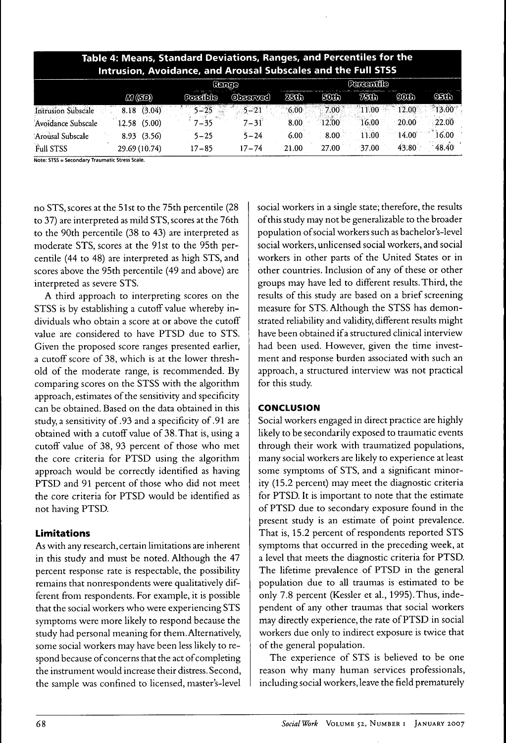**Table 4: Means, Standard Deviations, Ranges, and Percentiles for the Intrusion, Avoidance, and Arousal Subscales and the Full STSS**

| | | Range | | Percentile | | | | |
|---|---|---|---|---|---|---|---|---|
| | *M* (*SD*) | Possible | Observed | 25th | 50th | 75th | 90th | 95th |
| Intrusion Subscale | 8.18 (3.04) | 5–25 | 5–21 | 6.00 | 7.00 | 11.00 | 12.00 | 13.00 |
| Avoidance Subscale | 12.58 (5.00) | 7–35 | 7–31 | 8.00 | 12.00 | 16.00 | 20.00 | 22.00 |
| Arousal Subscale | 8.93 (3.56) | 5–25 | 5–24 | 6.00 | 8.00 | 11.00 | 14.00 | 16.00 |
| Full STSS | 29.69 (10.74) | 17–85 | 17–74 | 21.00 | 27.00 | 37.00 | 43.80 | 48.40 |

Note: STSS = Secondary Traumatic Stress Scale.

no STS, scores at the 51st to the 75th percentile (28 to 37) are interpreted as mild STS, scores at the 76th to the 90th percentile (38 to 43) are interpreted as moderate STS, scores at the 91st to the 95th percentile (44 to 48) are interpreted as high STS, and scores above the 95th percentile (49 and above) are interpreted as severe STS.

A third approach to interpreting scores on the STSS is by establishing a cutoff value whereby individuals who obtain a score at or above the cutoff value are considered to have PTSD due to STS. Given the proposed score ranges presented earlier, a cutoff score of 38, which is at the lower threshold of the moderate range, is recommended. By comparing scores on the STSS with the algorithm approach, estimates of the sensitivity and specificity can be obtained. Based on the data obtained in this study, a sensitivity of .93 and a specificity of .91 are obtained with a cutoff value of 38. That is, using a cutoff value of 38, 93 percent of those who met the core criteria for PTSD using the algorithm approach would be correctly identified as having PTSD and 91 percent of those who did not meet the core criteria for PTSD would be identified as not having PTSD.

### Limitations

As with any research, certain limitations are inherent in this study and must be noted. Although the 47 percent response rate is respectable, the possibility remains that nonrespondents were qualitatively different from respondents. For example, it is possible that the social workers who were experiencing STS symptoms were more likely to respond because the study had personal meaning for them. Alternatively, some social workers may have been less likely to respond because of concerns that the act of completing the instrument would increase their distress. Second, the sample was confined to licensed, master's-level social workers in a single state; therefore, the results of this study may not be generalizable to the broader population of social workers such as bachelor's-level social workers, unlicensed social workers, and social workers in other parts of the United States or in other countries. Inclusion of any of these or other groups may have led to different results. Third, the results of this study are based on a brief screening measure for STS. Although the STSS has demonstrated reliability and validity, different results might have been obtained if a structured clinical interview had been used. However, given the time investment and response burden associated with such an approach, a structured interview was not practical for this study.

## CONCLUSION

Social workers engaged in direct practice are highly likely to be secondarily exposed to traumatic events through their work with traumatized populations, many social workers are likely to experience at least some symptoms of STS, and a significant minority (15.2 percent) may meet the diagnostic criteria for PTSD. It is important to note that the estimate of PTSD due to secondary exposure found in the present study is an estimate of point prevalence. That is, 15.2 percent of respondents reported STS symptoms that occurred in the preceding week, at a level that meets the diagnostic criteria for PTSD. The lifetime prevalence of PTSD in the general population due to all traumas is estimated to be only 7.8 percent (Kessler et al., 1995). Thus, independent of any other traumas that social workers may directly experience, the rate of PTSD in social workers due only to indirect exposure is twice that of the general population.

The experience of STS is believed to be one reason why many human services professionals, including social workers, leave the field prematurely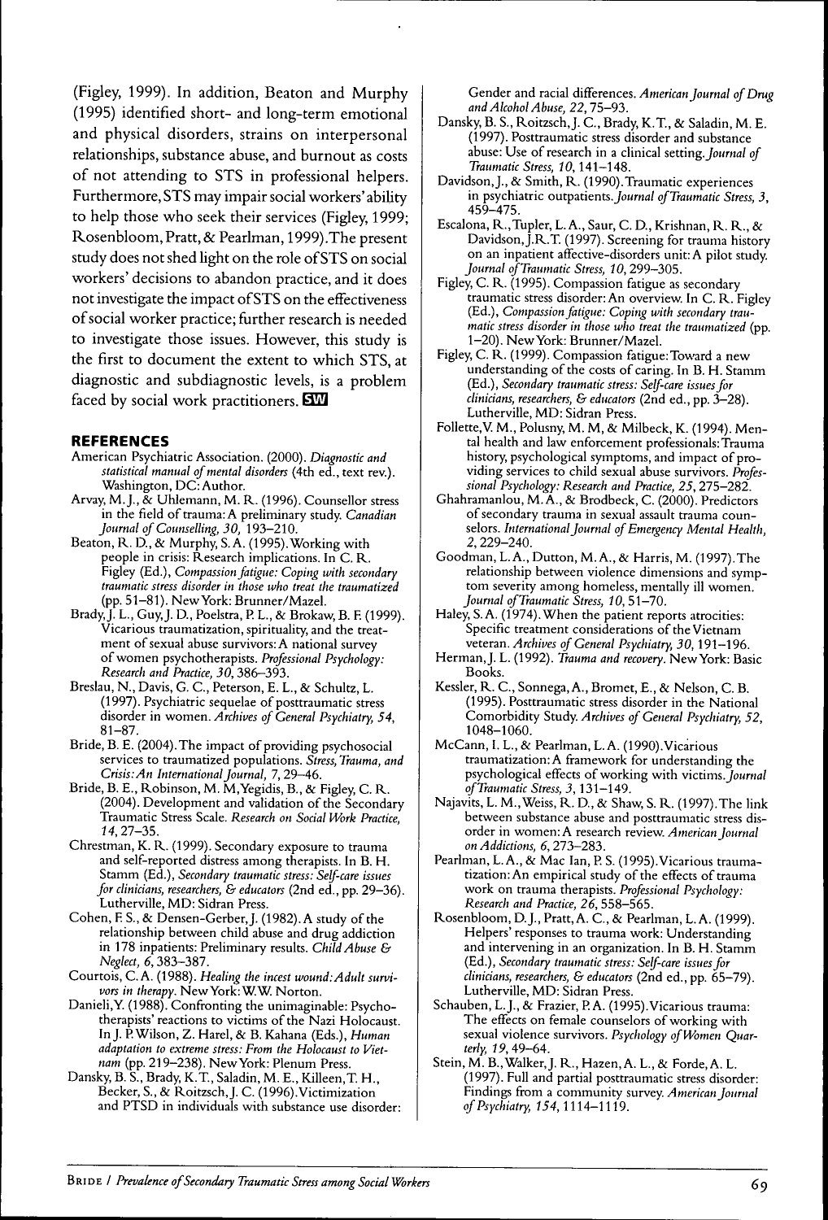(Figley, 1999). In addition, Beaton and Murphy (1995) identified short- and long-term emotional and physical disorders, strains on interpersonal relationships, substance abuse, and burnout as costs of not attending to STS in professional helpers. Furthermore, STS may impair social workers' ability to help those who seek their services (Figley, 1999; Rosenbloom, Pratt, & Pearlman, 1999). The present study does not shed light on the role of STS on social workers' decisions to abandon practice, and it does not investigate the impact of STS on the effectiveness of social worker practice; further research is needed to investigate those issues. However, this study is the first to document the extent to which STS, at diagnostic and subdiagnostic levels, is a problem faced by social work practitioners. **SW**

## REFERENCES

American Psychiatric Association. (2000). *Diagnostic and statistical manual of mental disorders* (4th ed., text rev.). Washington, DC: Author.

Arvay, M. J., & Uhlemann, M. R. (1996). Counsellor stress in the field of trauma: A preliminary study. *Canadian Journal of Counselling, 30,* 193–210.

Beaton, R. D., & Murphy, S. A. (1995). Working with people in crisis: Research implications. In C. R. Figley (Ed.), *Compassion fatigue: Coping with secondary traumatic stress disorder in those who treat the traumatized* (pp. 51–81). New York: Brunner/Mazel.

Brady, J. L., Guy, J. D., Poelstra, P. L., & Brokaw, B. F. (1999). Vicarious traumatization, spirituality, and the treatment of sexual abuse survivors: A national survey of women psychotherapists. *Professional Psychology: Research and Practice, 30,* 386–393.

Breslau, N., Davis, G. C., Peterson, E. L., & Schultz, L. (1997). Psychiatric sequelae of posttraumatic stress disorder in women. *Archives of General Psychiatry, 54,* 81–87.

Bride, B. E. (2004). The impact of providing psychosocial services to traumatized populations. *Stress, Trauma, and Crisis: An International Journal, 7,* 29–46.

Bride, B. E., Robinson, M. M, Yegidis, B., & Figley, C. R. (2004). Development and validation of the Secondary Traumatic Stress Scale. *Research on Social Work Practice, 14,* 27–35.

Chrestman, K. R. (1999). Secondary exposure to trauma and self-reported distress among therapists. In B. H. Stamm (Ed.), *Secondary traumatic stress: Self-care issues for clinicians, researchers, & educators* (2nd ed., pp. 29–36). Lutherville, MD: Sidran Press.

Cohen, F. S., & Densen-Gerber, J. (1982). A study of the relationship between child abuse and drug addiction in 178 inpatients: Preliminary results. *Child Abuse & Neglect, 6,* 383–387.

Courtois, C. A. (1988). *Healing the incest wound: Adult survivors in therapy.* New York: W. W. Norton.

Danieli, Y. (1988). Confronting the unimaginable: Psychotherapists' reactions to victims of the Nazi Holocaust. In J. P. Wilson, Z. Harel, & B. Kahana (Eds.), *Human adaptation to extreme stress: From the Holocaust to Vietnam* (pp. 219–238). New York: Plenum Press.

Dansky, B. S., Brady, K. T., Saladin, M. E., Killeen, T. H., Becker, S., & Roitzsch, J. C. (1996). Victimization and PTSD in individuals with substance use disorder: Gender and racial differences. *American Journal of Drug and Alcohol Abuse, 22,* 75–93.

Dansky, B. S., Roitzsch, J. C., Brady, K. T., & Saladin, M. E. (1997). Posttraumatic stress disorder and substance abuse: Use of research in a clinical setting. *Journal of Traumatic Stress, 10,* 141–148.

Davidson, J., & Smith, R. (1990). Traumatic experiences in psychiatric outpatients. *Journal of Traumatic Stress, 3,* 459–475.

Escalona, R., Tupler, L. A., Saur, C. D., Krishnan, R. R., & Davidson, J. R. T. (1997). Screening for trauma history on an inpatient affective-disorders unit: A pilot study. *Journal of Traumatic Stress, 10,* 299–305.

Figley, C. R. (1995). Compassion fatigue as secondary traumatic stress disorder: An overview. In C. R. Figley (Ed.), *Compassion fatigue: Coping with secondary traumatic stress disorder in those who treat the traumatized* (pp. 1–20). New York: Brunner/Mazel.

Figley, C. R. (1999). Compassion fatigue: Toward a new understanding of the costs of caring. In B. H. Stamm (Ed.), *Secondary traumatic stress: Self-care issues for clinicians, researchers, & educators* (2nd ed., pp. 3–28). Lutherville, MD: Sidran Press.

Follette, V. M., Polusny, M. M, & Milbeck, K. (1994). Mental health and law enforcement professionals: Trauma history, psychological symptoms, and impact of providing services to child sexual abuse survivors. *Professional Psychology: Research and Practice, 25,* 275–282.

Ghahramanlou, M. A., & Brodbeck, C. (2000). Predictors of secondary trauma in sexual assault trauma counselors. *International Journal of Emergency Mental Health, 2,* 229–240.

Goodman, L. A., Dutton, M. A., & Harris, M. (1997). The relationship between violence dimensions and symptom severity among homeless, mentally ill women. *Journal of Traumatic Stress, 10,* 51–70.

Haley, S. A. (1974). When the patient reports atrocities: Specific treatment considerations of the Vietnam veteran. *Archives of General Psychiatry, 30,* 191–196.

Herman, J. L. (1992). *Trauma and recovery.* New York: Basic Books.

Kessler, R. C., Sonnega, A., Bromet, E., & Nelson, C. B. (1995). Posttraumatic stress disorder in the National Comorbidity Study. *Archives of General Psychiatry, 52,* 1048–1060.

McCann, I. L., & Pearlman, L. A. (1990). Vicarious traumatization: A framework for understanding the psychological effects of working with victims. *Journal of Traumatic Stress, 3,* 131–149.

Najavits, L. M., Weiss, R. D., & Shaw, S. R. (1997). The link between substance abuse and posttraumatic stress disorder in women: A research review. *American Journal on Addictions, 6,* 273–283.

Pearlman, L. A., & Mac Ian, P. S. (1995). Vicarious traumatization: An empirical study of the effects of trauma work on trauma therapists. *Professional Psychology: Research and Practice, 26,* 558–565.

Rosenbloom, D. J., Pratt, A. C., & Pearlman, L. A. (1999). Helpers' responses to trauma work: Understanding and intervening in an organization. In B. H. Stamm (Ed.), *Secondary traumatic stress: Self-care issues for clinicians, researchers, & educators* (2nd ed., pp. 65–79). Lutherville, MD: Sidran Press.

Schauben, L. J., & Frazier, P. A. (1995). Vicarious trauma: The effects on female counselors of working with sexual violence survivors. *Psychology of Women Quarterly, 19,* 49–64.

Stein, M. B., Walker, J. R., Hazen, A. L., & Forde, A. L. (1997). Full and partial posttraumatic stress disorder: Findings from a community survey. *American Journal of Psychiatry, 154,* 1114–1119.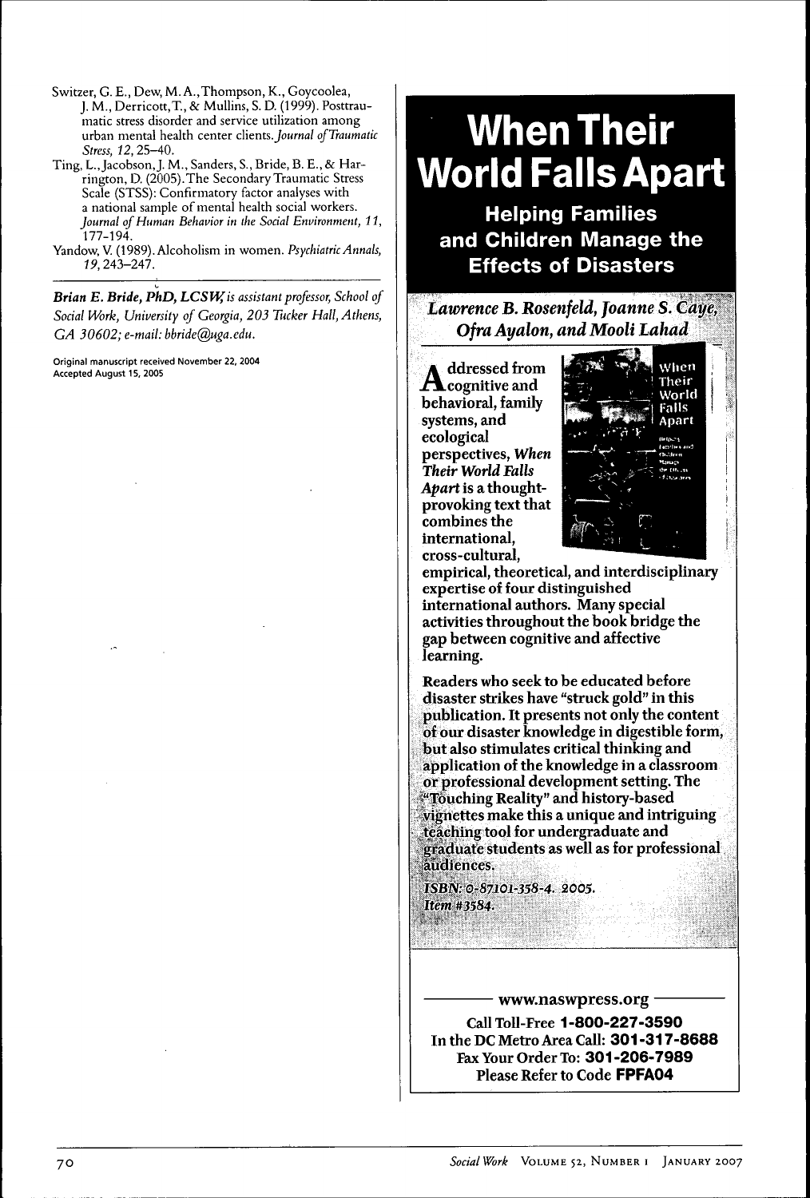Switzer, G. E., Dew, M. A., Thompson, K., Goycoolea, J. M., Derricott, T., & Mullins, S. D. (1999). Posttraumatic stress disorder and service utilization among urban mental health center clients. *Journal of Traumatic Stress, 12*, 25–40.

Ting, L., Jacobson, J. M., Sanders, S., Bride, B. E., & Harrington, D. (2005). The Secondary Traumatic Stress Scale (STSS): Confirmatory factor analyses with a national sample of mental health social workers. *Journal of Human Behavior in the Social Environment, 11*, 177–194.

Yandow, V. (1989). Alcoholism in women. *Psychiatric Annals, 19*, 243–247.

---

***Brian E. Bride, PhD, LCSW,*** *is assistant professor, School of Social Work, University of Georgia, 203 Tucker Hall, Athens, GA 30602; e-mail: bbride@uga.edu.*

Original manuscript received November 22, 2004
Accepted August 15, 2005

---

# When Their World Falls Apart

## Helping Families and Children Manage the Effects of Disasters

***Lawrence B. Rosenfeld, Joanne S. Caye, Ofra Ayalon, and Mooli Lahad***

**Addressed from cognitive and behavioral, family systems, and ecological perspectives, *When Their World Falls Apart* is a thought-provoking text that combines the international, cross-cultural, empirical, theoretical, and interdisciplinary expertise of four distinguished international authors. Many special activities throughout the book bridge the gap between cognitive and affective learning.**

**Readers who seek to be educated before disaster strikes have "struck gold" in this publication. It presents not only the content of our disaster knowledge in digestible form, but also stimulates critical thinking and application of the knowledge in a classroom or professional development setting. The "Touching Reality" and history-based vignettes make this a unique and intriguing teaching tool for undergraduate and graduate students as well as for professional audiences.**

***ISBN: 0-87101-358-4. 2005.***
***Item #3584.***

www.naswpress.org

Call Toll-Free **1-800-227-3590**
In the DC Metro Area Call: **301-317-8688**
Fax Your Order To: **301-206-7989**
Please Refer to Code **FPFA04**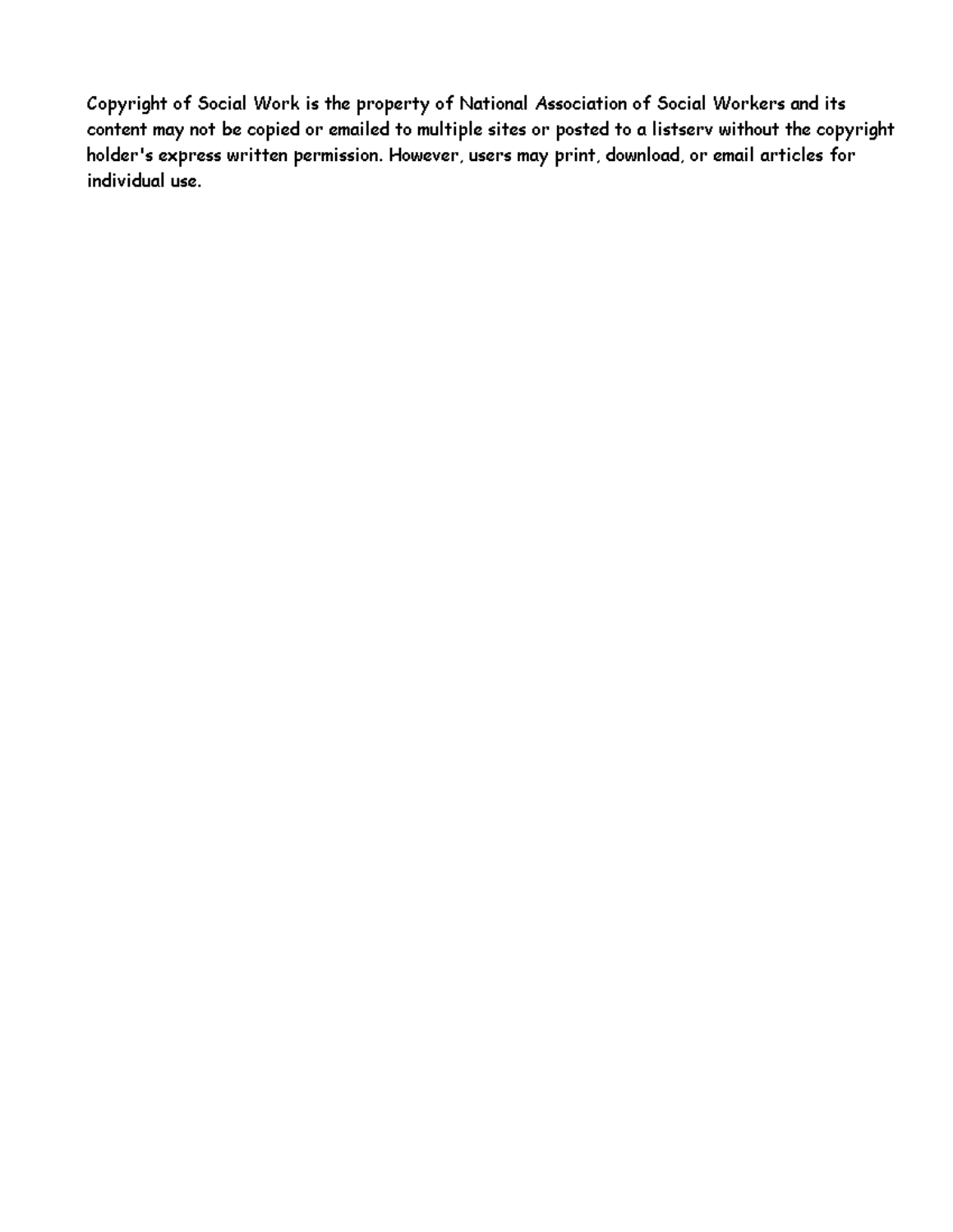Copyright of Social Work is the property of National Association of Social Workers and its content may not be copied or emailed to multiple sites or posted to a listserv without the copyright holder's express written permission. However, users may print, download, or email articles for individual use.